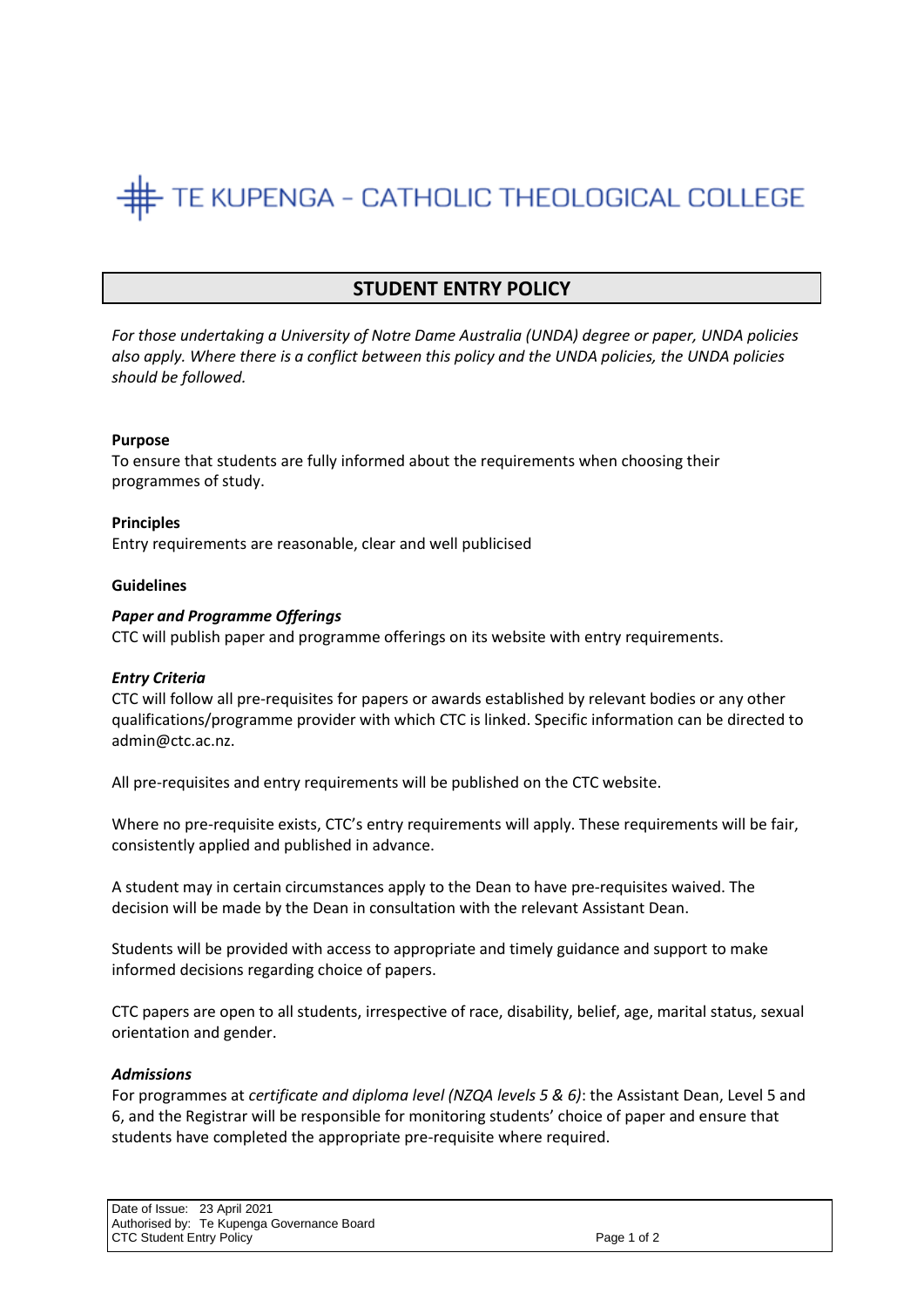# TE KUPENGA – CATHOLIC THEOLOGICAL COLLEGE

## STUDENT ENTRY POLICY

*For those undertaking a University of Notre Dame Australia (UNDA) degree or paper, UNDA policies also apply. Where there is a conflict between this policy and the UNDA policies, the UNDA policies should be followed.*

**Purpose**

To ensure that students are fully informed about the requirements when choosing their programmes of study.

**Principles**

Entry requirements are reasonable, clear and well publicised

**Guidelines**

***Paper and Programme Offerings***

CTC will publish paper and programme offerings on its website with entry requirements.

***Entry Criteria***

CTC will follow all pre-requisites for papers or awards established by relevant bodies or any other qualifications/programme provider with which CTC is linked. Specific information can be directed to admin@ctc.ac.nz.

All pre-requisites and entry requirements will be published on the CTC website.

Where no pre-requisite exists, CTC's entry requirements will apply. These requirements will be fair, consistently applied and published in advance.

A student may in certain circumstances apply to the Dean to have pre-requisites waived. The decision will be made by the Dean in consultation with the relevant Assistant Dean.

Students will be provided with access to appropriate and timely guidance and support to make informed decisions regarding choice of papers.

CTC papers are open to all students, irrespective of race, disability, belief, age, marital status, sexual orientation and gender.

***Admissions***

For programmes at *certificate and diploma level (NZQA levels 5 & 6)*: the Assistant Dean, Level 5 and 6, and the Registrar will be responsible for monitoring students' choice of paper and ensure that students have completed the appropriate pre-requisite where required.

Date of Issue: 23 April 2021
Authorised by: Te Kupenga Governance Board
CTC Student Entry Policy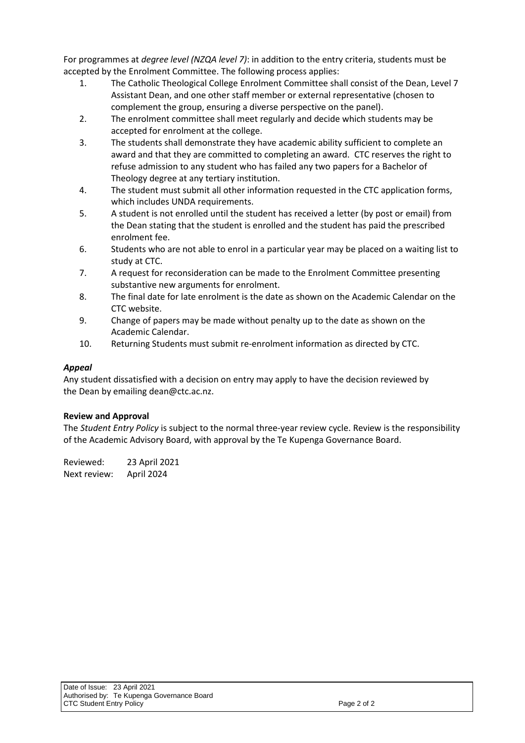For programmes at *degree level (NZQA level 7)*: in addition to the entry criteria, students must be accepted by the Enrolment Committee. The following process applies:

1. The Catholic Theological College Enrolment Committee shall consist of the Dean, Level 7 Assistant Dean, and one other staff member or external representative (chosen to complement the group, ensuring a diverse perspective on the panel).
2. The enrolment committee shall meet regularly and decide which students may be accepted for enrolment at the college.
3. The students shall demonstrate they have academic ability sufficient to complete an award and that they are committed to completing an award. CTC reserves the right to refuse admission to any student who has failed any two papers for a Bachelor of Theology degree at any tertiary institution.
4. The student must submit all other information requested in the CTC application forms, which includes UNDA requirements.
5. A student is not enrolled until the student has received a letter (by post or email) from the Dean stating that the student is enrolled and the student has paid the prescribed enrolment fee.
6. Students who are not able to enrol in a particular year may be placed on a waiting list to study at CTC.
7. A request for reconsideration can be made to the Enrolment Committee presenting substantive new arguments for enrolment.
8. The final date for late enrolment is the date as shown on the Academic Calendar on the CTC website.
9. Change of papers may be made without penalty up to the date as shown on the Academic Calendar.
10. Returning Students must submit re-enrolment information as directed by CTC.

### *Appeal*

Any student dissatisfied with a decision on entry may apply to have the decision reviewed by the Dean by emailing dean@ctc.ac.nz.

### Review and Approval

The *Student Entry Policy* is subject to the normal three-year review cycle. Review is the responsibility of the Academic Advisory Board, with approval by the Te Kupenga Governance Board.

Reviewed: 23 April 2021
Next review: April 2024